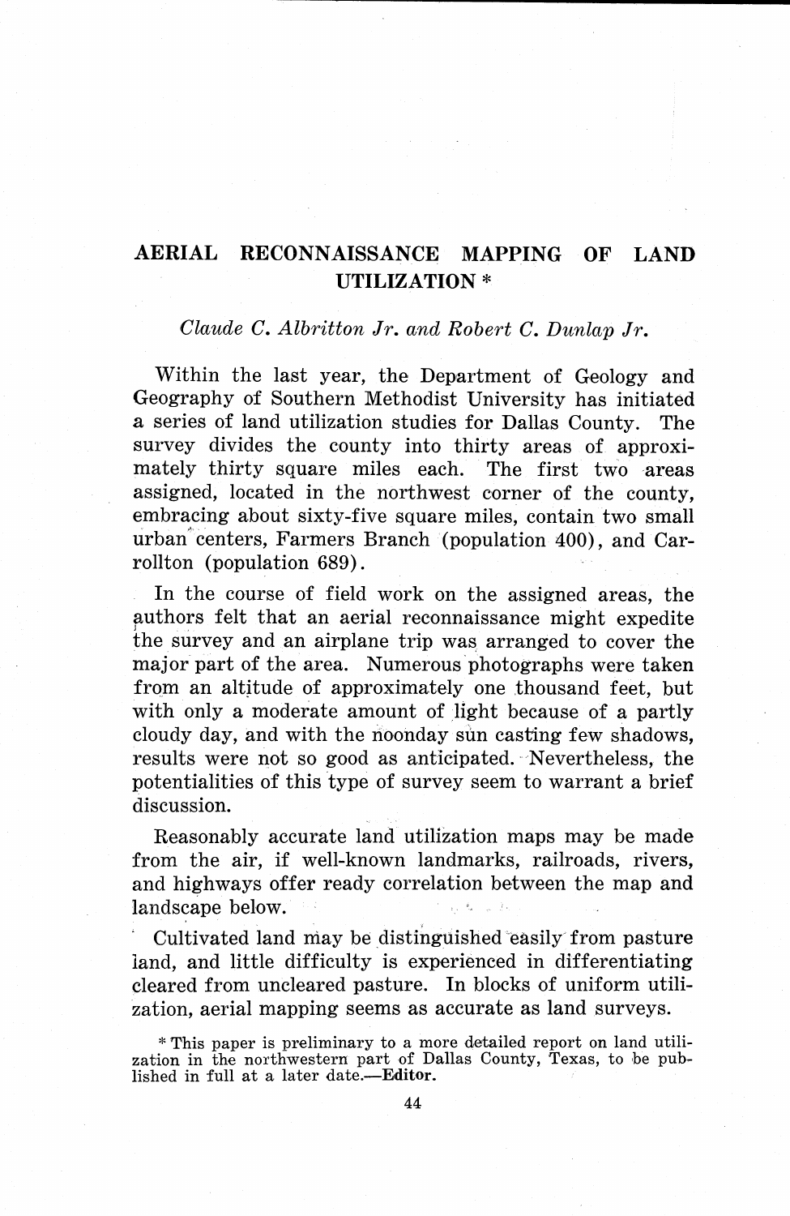# AERIAL RECONNAISSANCE MAPPING OF LAND UTILIZATION *

*Claude C. Albritton Jr. and Robert C. Dunlap Jr.*

Within the last year, the Department of Geology and Geography of Southern Methodist University has initiated a series of land utilization studies for Dallas County. The survey divides the county into thirty areas of approximately thirty square miles each. The first two areas assigned, located in the northwest corner of the county, embracing about sixty-five square miles, contain two small urban centers, Farmers Branch (population 400), and Carrollton (population 689).

In the course of field work on the assigned areas, the authors felt that an aerial reconnaissance might expedite the survey and an airplane trip was arranged to cover the major part of the area. Numerous photographs were taken from an altitude of approximately one thousand feet, but with only a moderate amount of light because of a partly cloudy day, and with the noonday sun casting few shadows, results were not so good as anticipated. Nevertheless, the potentialities of this type of survey seem to warrant a brief discussion.

Reasonably accurate land utilization maps may be made from the air, if well-known landmarks, railroads, rivers, and highways offer ready correlation between the map and landscape below.

Cultivated land may be distinguished easily from pasture land, and little difficulty is experienced in differentiating cleared from uncleared pasture. In blocks of uniform utilization, aerial mapping seems as accurate as land surveys.

* This paper is preliminary to a more detailed report on land utilization in the northwestern part of Dallas County, Texas, to be published in full at a later date.—**Editor.**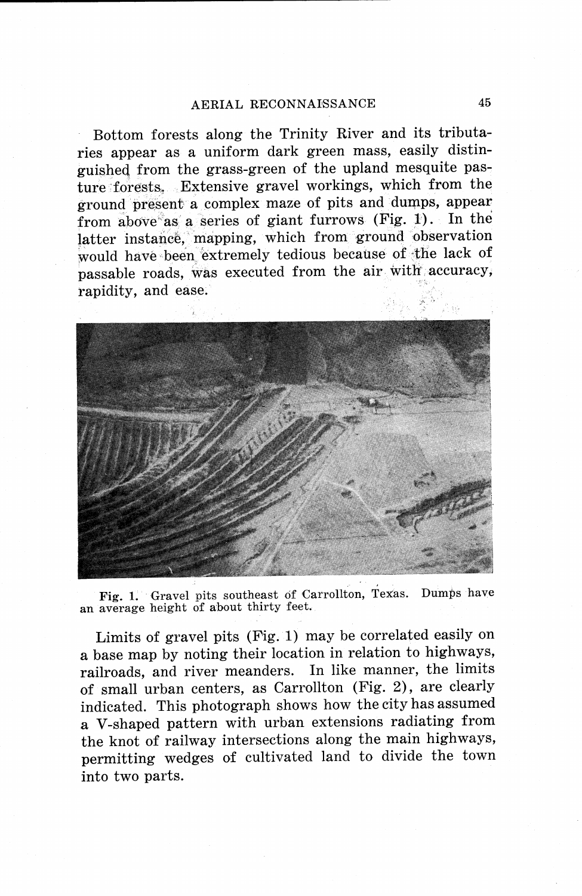Bottom forests along the Trinity River and its tributaries appear as a uniform dark green mass, easily distinguished from the grass-green of the upland mesquite pasture forests. Extensive gravel workings, which from the ground present a complex maze of pits and dumps, appear from above as a series of giant furrows (Fig. 1). In the latter instance, mapping, which from ground observation would have been extremely tedious because of the lack of passable roads, was executed from the air with accuracy, rapidity, and ease.

**Fig. 1.** Gravel pits southeast of Carrollton, Texas. Dumps have an average height of about thirty feet.

Limits of gravel pits (Fig. 1) may be correlated easily on a base map by noting their location in relation to highways, railroads, and river meanders. In like manner, the limits of small urban centers, as Carrollton (Fig. 2), are clearly indicated. This photograph shows how the city has assumed a V-shaped pattern with urban extensions radiating from the knot of railway intersections along the main highways, permitting wedges of cultivated land to divide the town into two parts.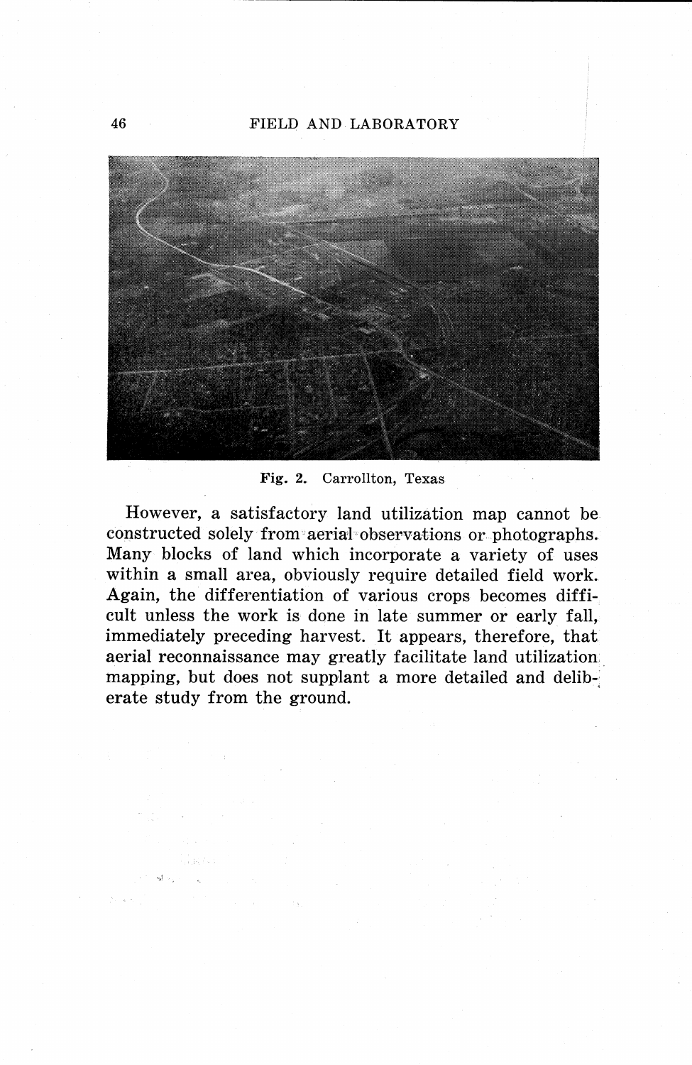Fig. 2. Carrollton, Texas

However, a satisfactory land utilization map cannot be constructed solely from aerial observations or photographs. Many blocks of land which incorporate a variety of uses within a small area, obviously require detailed field work. Again, the differentiation of various crops becomes difficult unless the work is done in late summer or early fall, immediately preceding harvest. It appears, therefore, that aerial reconnaissance may greatly facilitate land utilization mapping, but does not supplant a more detailed and deliberate study from the ground.